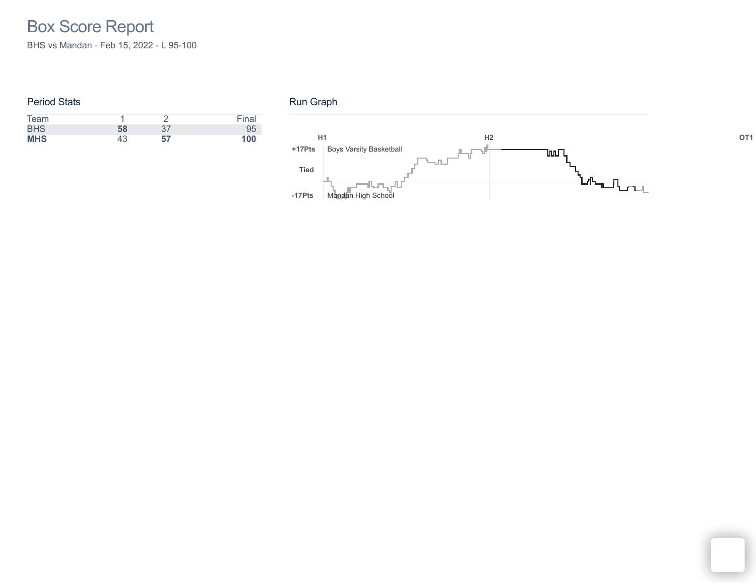# Box Score Report

BHS vs Mandan - Feb 15, 2022 - L 95-100

## Period Stats

| Team | 1 | 2 | Final |
|---|---|---|---|
| BHS | **58** | 37 | 95 |
| **MHS** | 43 | **57** | **100** |

## Run Graph

H1 H2 OT1

+17Pts Boys Varsity Basketball

Tied

-17Pts Mandan High School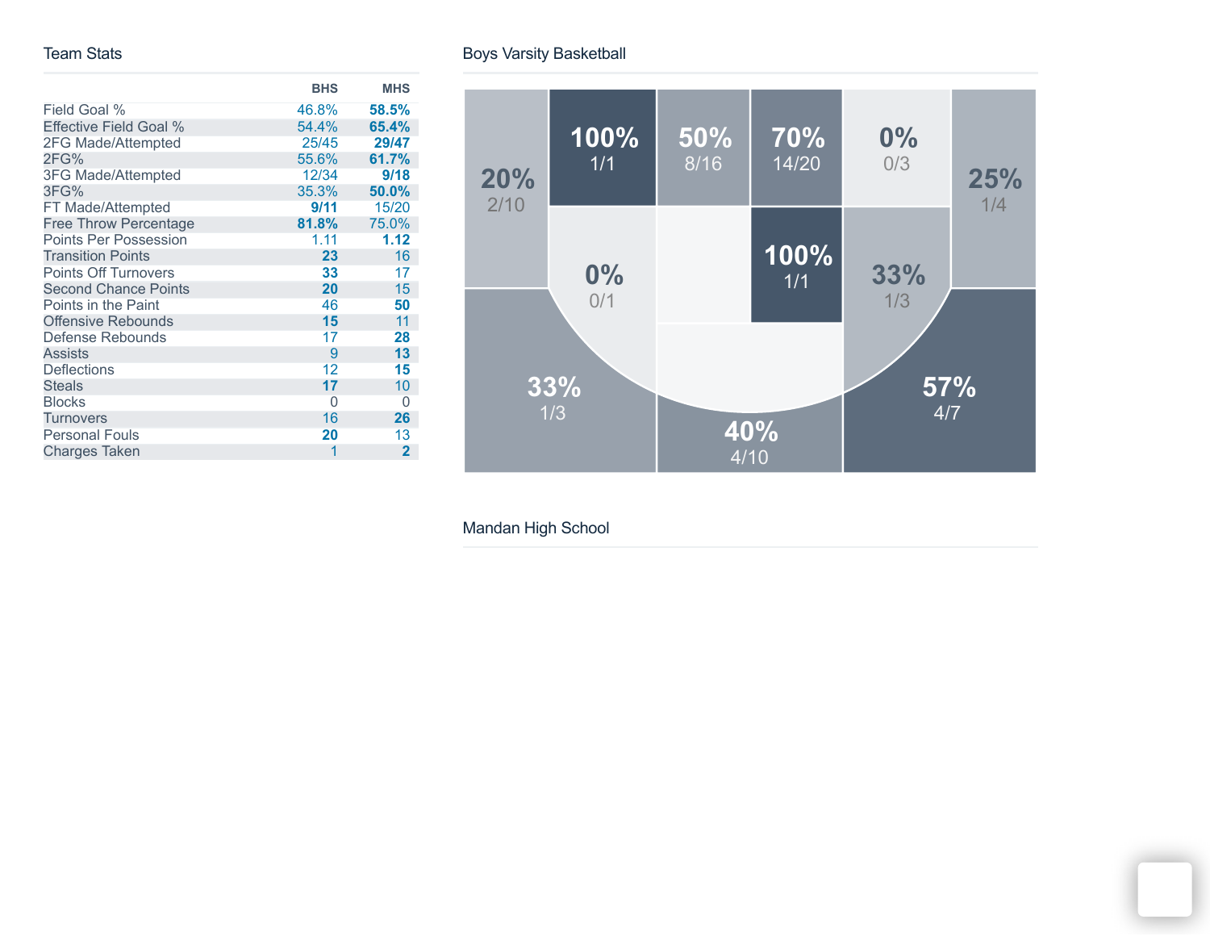## Team Stats

| | BHS | MHS |
|---|---|---|
| Field Goal % | 46.8% | **58.5%** |
| Effective Field Goal % | 54.4% | **65.4%** |
| 2FG Made/Attempted | 25/45 | **29/47** |
| 2FG% | 55.6% | **61.7%** |
| 3FG Made/Attempted | 12/34 | **9/18** |
| 3FG% | 35.3% | **50.0%** |
| FT Made/Attempted | **9/11** | 15/20 |
| Free Throw Percentage | **81.8%** | 75.0% |
| Points Per Possession | 1.11 | **1.12** |
| Transition Points | **23** | 16 |
| Points Off Turnovers | **33** | 17 |
| Second Chance Points | **20** | 15 |
| Points in the Paint | 46 | **50** |
| Offensive Rebounds | **15** | 11 |
| Defense Rebounds | 17 | **28** |
| Assists | 9 | **13** |
| Deflections | 12 | **15** |
| Steals | **17** | 10 |
| Blocks | 0 | 0 |
| Turnovers | 16 | **26** |
| Personal Fouls | **20** | 13 |
| Charges Taken | 1 | **2** |

## Boys Varsity Basketball

20%
2/10

100%
1/1

50%
8/16

70%
14/20

0%
0/3

25%
1/4

0%
0/1

100%
1/1

33%
1/3

33%
1/3

40%
4/10

57%
4/7

## Mandan High School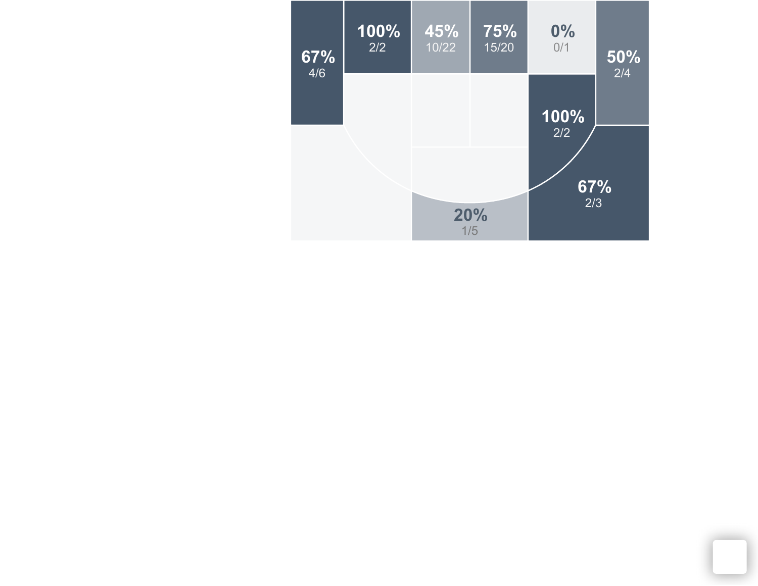67%
4/6

100%
2/2

45%
10/22

75%
15/20

0%
0/1

50%
2/4

100%
2/2

67%
2/3

20%
1/5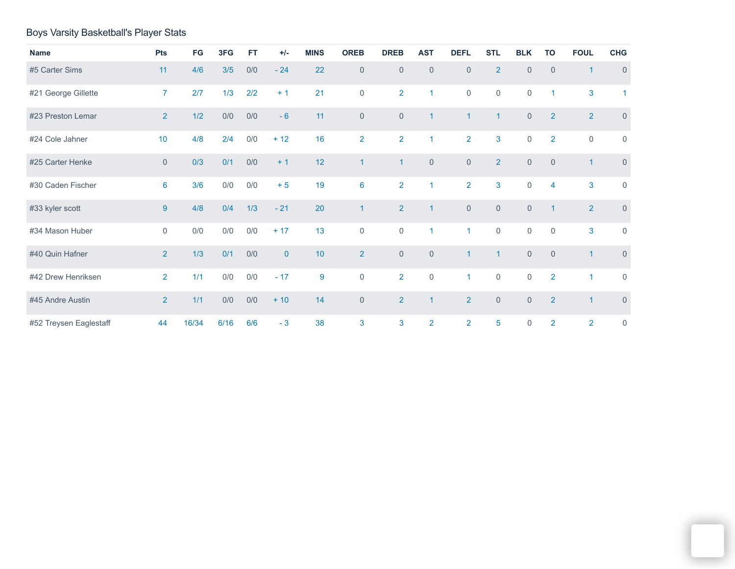Boys Varsity Basketball's Player Stats

| Name | Pts | FG | 3FG | FT | +/- | MINS | OREB | DREB | AST | DEFL | STL | BLK | TO | FOUL | CHG |
|---|---|---|---|---|---|---|---|---|---|---|---|---|---|---|---|
| #5 Carter Sims | 11 | 4/6 | 3/5 | 0/0 | - 24 | 22 | 0 | 0 | 0 | 0 | 2 | 0 | 0 | 1 | 0 |
| #21 George Gillette | 7 | 2/7 | 1/3 | 2/2 | + 1 | 21 | 0 | 2 | 1 | 0 | 0 | 0 | 1 | 3 | 1 |
| #23 Preston Lemar | 2 | 1/2 | 0/0 | 0/0 | - 6 | 11 | 0 | 0 | 1 | 1 | 1 | 0 | 2 | 2 | 0 |
| #24 Cole Jahner | 10 | 4/8 | 2/4 | 0/0 | + 12 | 16 | 2 | 2 | 1 | 2 | 3 | 0 | 2 | 0 | 0 |
| #25 Carter Henke | 0 | 0/3 | 0/1 | 0/0 | + 1 | 12 | 1 | 1 | 0 | 0 | 2 | 0 | 0 | 1 | 0 |
| #30 Caden Fischer | 6 | 3/6 | 0/0 | 0/0 | + 5 | 19 | 6 | 2 | 1 | 2 | 3 | 0 | 4 | 3 | 0 |
| #33 kyler scott | 9 | 4/8 | 0/4 | 1/3 | - 21 | 20 | 1 | 2 | 1 | 0 | 0 | 0 | 1 | 2 | 0 |
| #34 Mason Huber | 0 | 0/0 | 0/0 | 0/0 | + 17 | 13 | 0 | 0 | 1 | 1 | 0 | 0 | 0 | 3 | 0 |
| #40 Quin Hafner | 2 | 1/3 | 0/1 | 0/0 | 0 | 10 | 2 | 0 | 0 | 1 | 1 | 0 | 0 | 1 | 0 |
| #42 Drew Henriksen | 2 | 1/1 | 0/0 | 0/0 | - 17 | 9 | 0 | 2 | 0 | 1 | 0 | 0 | 2 | 1 | 0 |
| #45 Andre Austin | 2 | 1/1 | 0/0 | 0/0 | + 10 | 14 | 0 | 2 | 1 | 2 | 0 | 0 | 2 | 1 | 0 |
| #52 Treysen Eaglestaff | 44 | 16/34 | 6/16 | 6/6 | - 3 | 38 | 3 | 3 | 2 | 2 | 5 | 0 | 2 | 2 | 0 |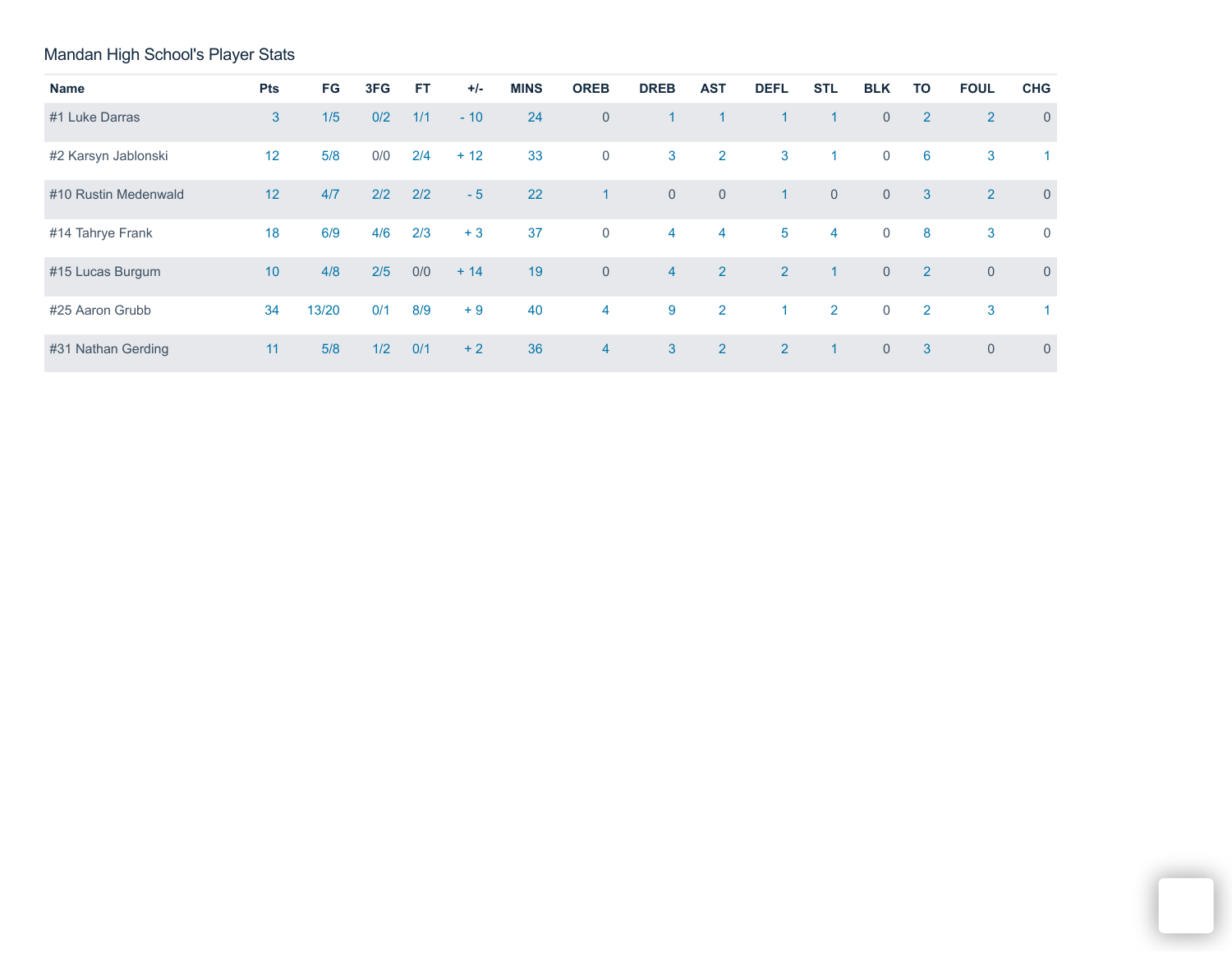Mandan High School's Player Stats

| Name | Pts | FG | 3FG | FT | +/- | MINS | OREB | DREB | AST | DEFL | STL | BLK | TO | FOUL | CHG |
|---|---|---|---|---|---|---|---|---|---|---|---|---|---|---|---|
| #1 Luke Darras | 3 | 1/5 | 0/2 | 1/1 | - 10 | 24 | 0 | 1 | 1 | 1 | 1 | 0 | 2 | 2 | 0 |
| #2 Karsyn Jablonski | 12 | 5/8 | 0/0 | 2/4 | + 12 | 33 | 0 | 3 | 2 | 3 | 1 | 0 | 6 | 3 | 1 |
| #10 Rustin Medenwald | 12 | 4/7 | 2/2 | 2/2 | - 5 | 22 | 1 | 0 | 0 | 1 | 0 | 0 | 3 | 2 | 0 |
| #14 Tahrye Frank | 18 | 6/9 | 4/6 | 2/3 | + 3 | 37 | 0 | 4 | 4 | 5 | 4 | 0 | 8 | 3 | 0 |
| #15 Lucas Burgum | 10 | 4/8 | 2/5 | 0/0 | + 14 | 19 | 0 | 4 | 2 | 2 | 1 | 0 | 2 | 0 | 0 |
| #25 Aaron Grubb | 34 | 13/20 | 0/1 | 8/9 | + 9 | 40 | 4 | 9 | 2 | 1 | 2 | 0 | 2 | 3 | 1 |
| #31 Nathan Gerding | 11 | 5/8 | 1/2 | 0/1 | + 2 | 36 | 4 | 3 | 2 | 2 | 1 | 0 | 3 | 0 | 0 |